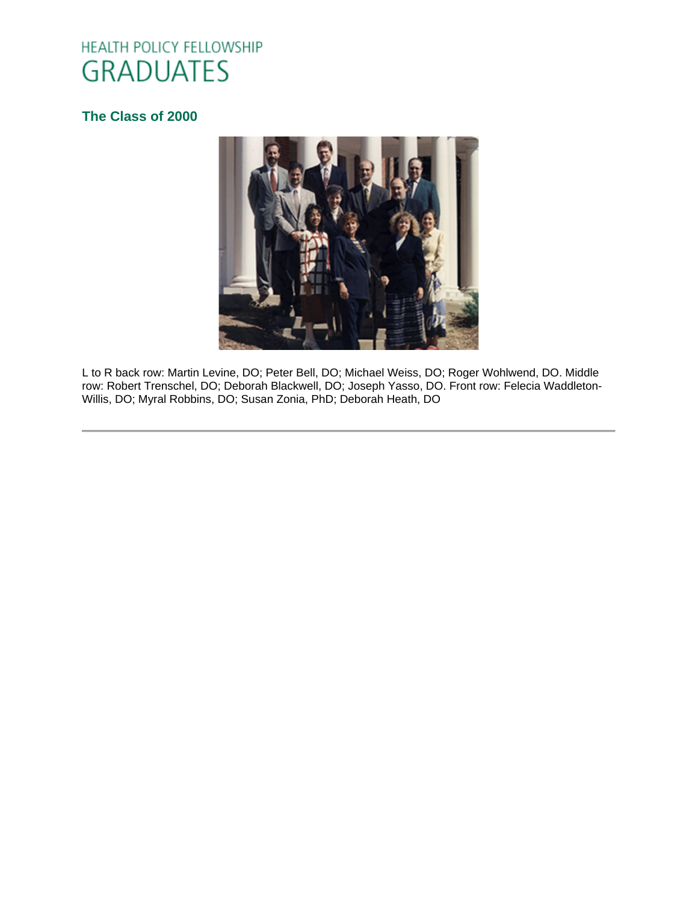# HEALTH POLICY FELLOWSHIP GRADUATES

## The Class of 2000

L to R back row: Martin Levine, DO; Peter Bell, DO; Michael Weiss, DO; Roger Wohlwend, DO. Middle row: Robert Trenschel, DO; Deborah Blackwell, DO; Joseph Yasso, DO. Front row: Felecia Waddleton-Willis, DO; Myral Robbins, DO; Susan Zonia, PhD; Deborah Heath, DO

---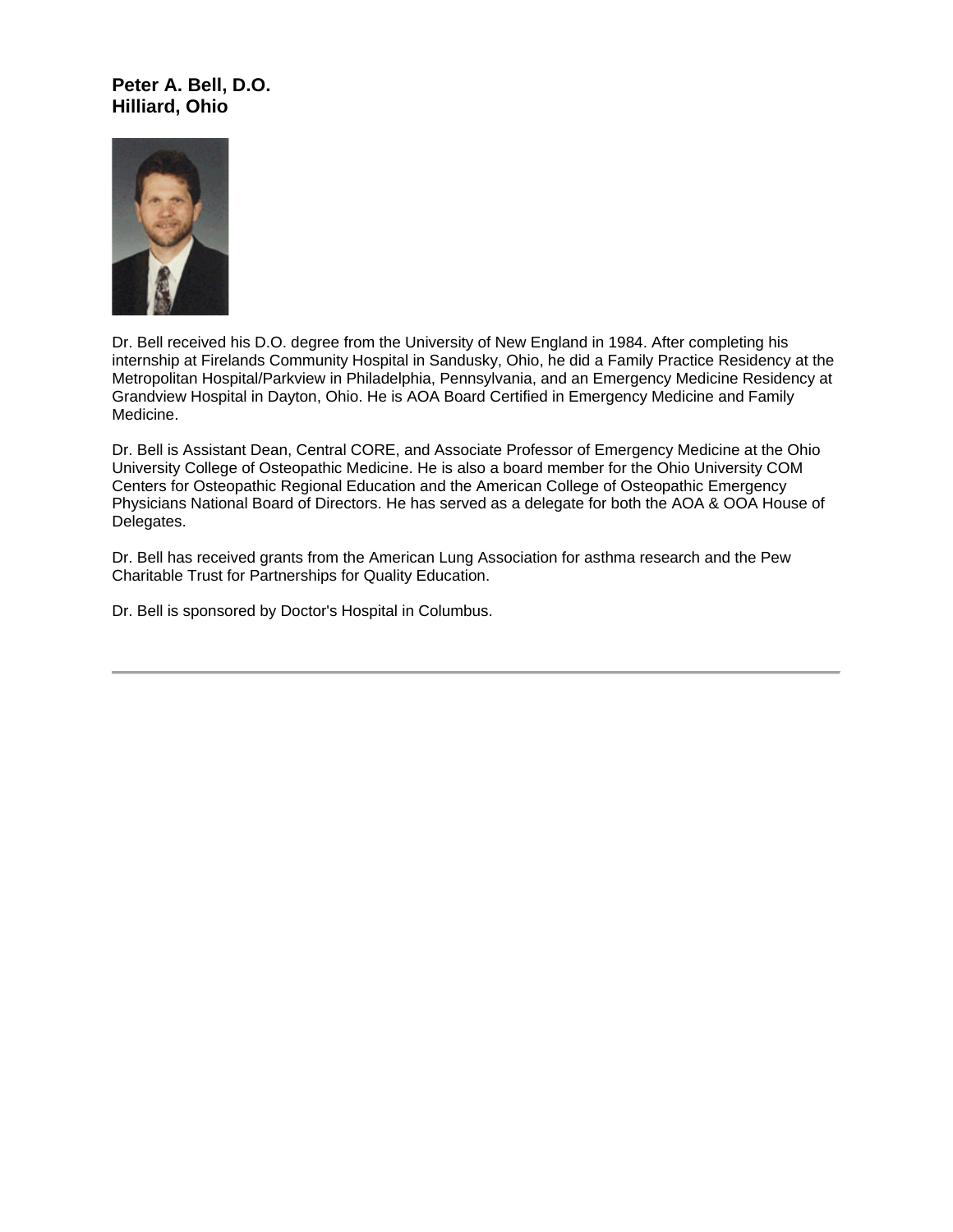**Peter A. Bell, D.O.**
**Hilliard, Ohio**

Dr. Bell received his D.O. degree from the University of New England in 1984. After completing his internship at Firelands Community Hospital in Sandusky, Ohio, he did a Family Practice Residency at the Metropolitan Hospital/Parkview in Philadelphia, Pennsylvania, and an Emergency Medicine Residency at Grandview Hospital in Dayton, Ohio. He is AOA Board Certified in Emergency Medicine and Family Medicine.

Dr. Bell is Assistant Dean, Central CORE, and Associate Professor of Emergency Medicine at the Ohio University College of Osteopathic Medicine. He is also a board member for the Ohio University COM Centers for Osteopathic Regional Education and the American College of Osteopathic Emergency Physicians National Board of Directors. He has served as a delegate for both the AOA & OOA House of Delegates.

Dr. Bell has received grants from the American Lung Association for asthma research and the Pew Charitable Trust for Partnerships for Quality Education.

Dr. Bell is sponsored by Doctor's Hospital in Columbus.

---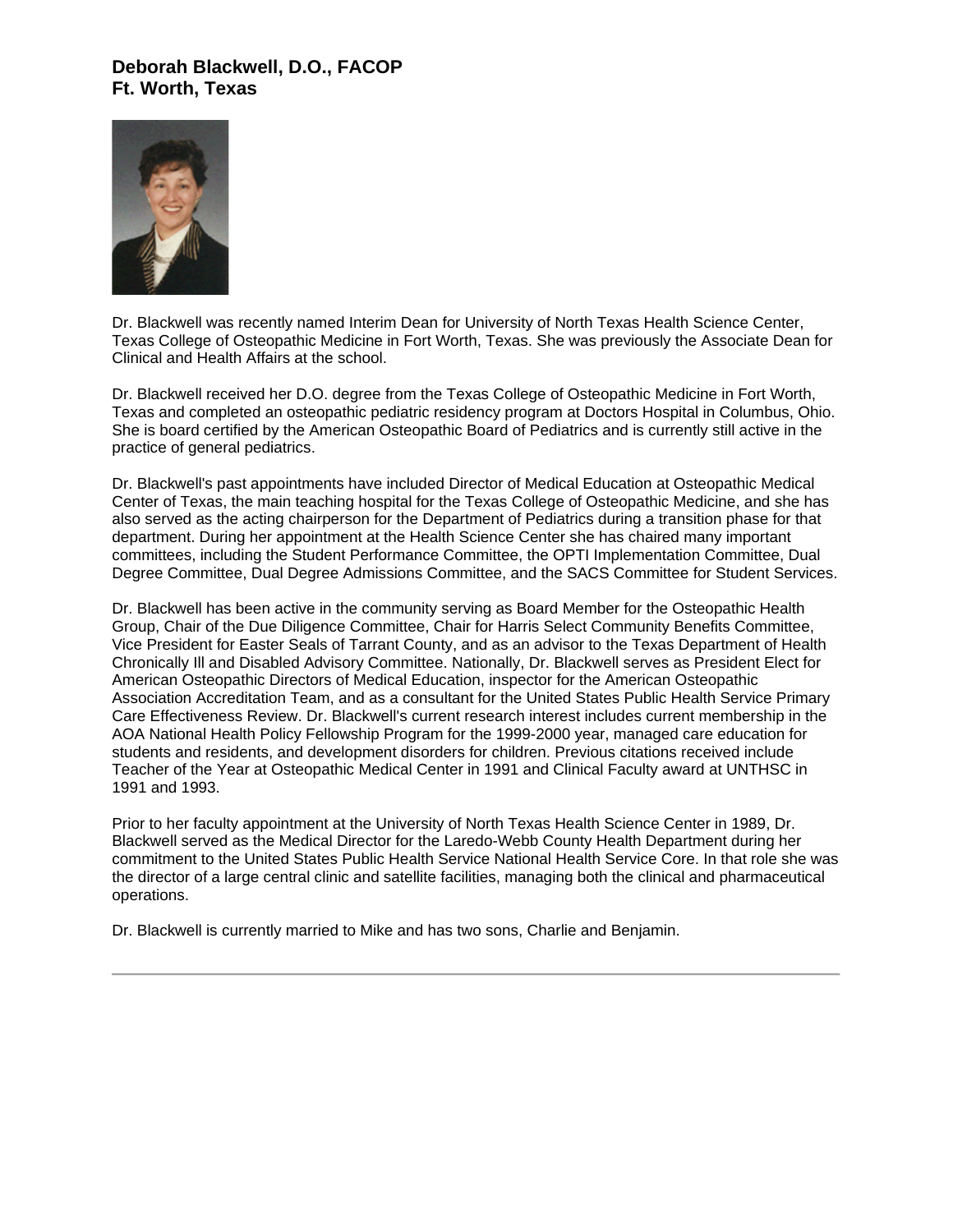## Deborah Blackwell, D.O., FACOP
## Ft. Worth, Texas

Dr. Blackwell was recently named Interim Dean for University of North Texas Health Science Center, Texas College of Osteopathic Medicine in Fort Worth, Texas. She was previously the Associate Dean for Clinical and Health Affairs at the school.

Dr. Blackwell received her D.O. degree from the Texas College of Osteopathic Medicine in Fort Worth, Texas and completed an osteopathic pediatric residency program at Doctors Hospital in Columbus, Ohio. She is board certified by the American Osteopathic Board of Pediatrics and is currently still active in the practice of general pediatrics.

Dr. Blackwell's past appointments have included Director of Medical Education at Osteopathic Medical Center of Texas, the main teaching hospital for the Texas College of Osteopathic Medicine, and she has also served as the acting chairperson for the Department of Pediatrics during a transition phase for that department. During her appointment at the Health Science Center she has chaired many important committees, including the Student Performance Committee, the OPTI Implementation Committee, Dual Degree Committee, Dual Degree Admissions Committee, and the SACS Committee for Student Services.

Dr. Blackwell has been active in the community serving as Board Member for the Osteopathic Health Group, Chair of the Due Diligence Committee, Chair for Harris Select Community Benefits Committee, Vice President for Easter Seals of Tarrant County, and as an advisor to the Texas Department of Health Chronically Ill and Disabled Advisory Committee. Nationally, Dr. Blackwell serves as President Elect for American Osteopathic Directors of Medical Education, inspector for the American Osteopathic Association Accreditation Team, and as a consultant for the United States Public Health Service Primary Care Effectiveness Review. Dr. Blackwell's current research interest includes current membership in the AOA National Health Policy Fellowship Program for the 1999-2000 year, managed care education for students and residents, and development disorders for children. Previous citations received include Teacher of the Year at Osteopathic Medical Center in 1991 and Clinical Faculty award at UNTHSC in 1991 and 1993.

Prior to her faculty appointment at the University of North Texas Health Science Center in 1989, Dr. Blackwell served as the Medical Director for the Laredo-Webb County Health Department during her commitment to the United States Public Health Service National Health Service Core. In that role she was the director of a large central clinic and satellite facilities, managing both the clinical and pharmaceutical operations.

Dr. Blackwell is currently married to Mike and has two sons, Charlie and Benjamin.

---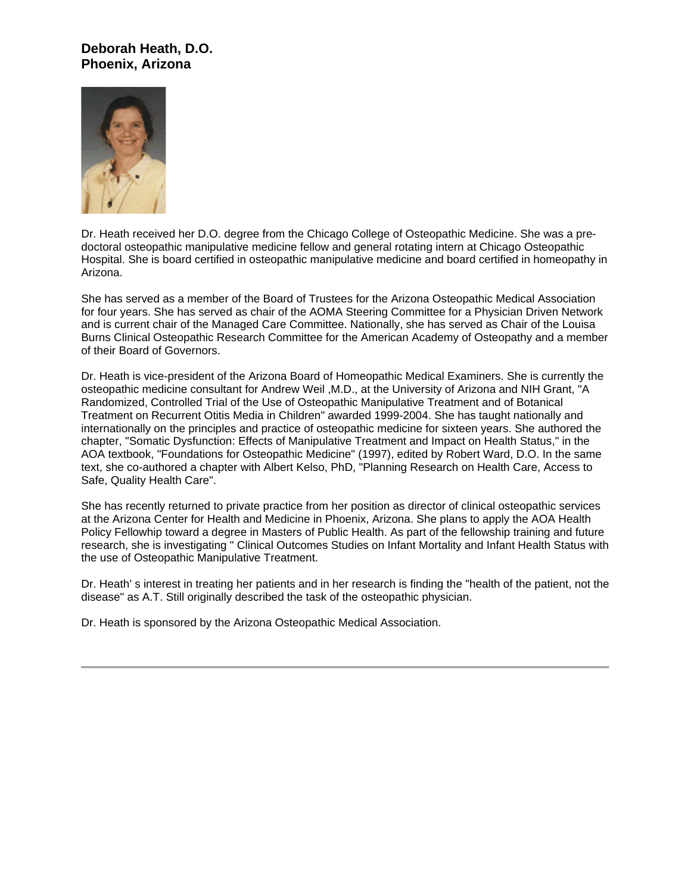**Deborah Heath, D.O.**
**Phoenix, Arizona**

Dr. Heath received her D.O. degree from the Chicago College of Osteopathic Medicine. She was a pre-doctoral osteopathic manipulative medicine fellow and general rotating intern at Chicago Osteopathic Hospital. She is board certified in osteopathic manipulative medicine and board certified in homeopathy in Arizona.

She has served as a member of the Board of Trustees for the Arizona Osteopathic Medical Association for four years. She has served as chair of the AOMA Steering Committee for a Physician Driven Network and is current chair of the Managed Care Committee. Nationally, she has served as Chair of the Louisa Burns Clinical Osteopathic Research Committee for the American Academy of Osteopathy and a member of their Board of Governors.

Dr. Heath is vice-president of the Arizona Board of Homeopathic Medical Examiners. She is currently the osteopathic medicine consultant for Andrew Weil ,M.D., at the University of Arizona and NIH Grant, "A Randomized, Controlled Trial of the Use of Osteopathic Manipulative Treatment and of Botanical Treatment on Recurrent Otitis Media in Children" awarded 1999-2004. She has taught nationally and internationally on the principles and practice of osteopathic medicine for sixteen years. She authored the chapter, "Somatic Dysfunction: Effects of Manipulative Treatment and Impact on Health Status," in the AOA textbook, "Foundations for Osteopathic Medicine" (1997), edited by Robert Ward, D.O. In the same text, she co-authored a chapter with Albert Kelso, PhD, "Planning Research on Health Care, Access to Safe, Quality Health Care".

She has recently returned to private practice from her position as director of clinical osteopathic services at the Arizona Center for Health and Medicine in Phoenix, Arizona. She plans to apply the AOA Health Policy Fellowhip toward a degree in Masters of Public Health. As part of the fellowship training and future research, she is investigating " Clinical Outcomes Studies on Infant Mortality and Infant Health Status with the use of Osteopathic Manipulative Treatment.

Dr. Heath' s interest in treating her patients and in her research is finding the "health of the patient, not the disease" as A.T. Still originally described the task of the osteopathic physician.

Dr. Heath is sponsored by the Arizona Osteopathic Medical Association.

---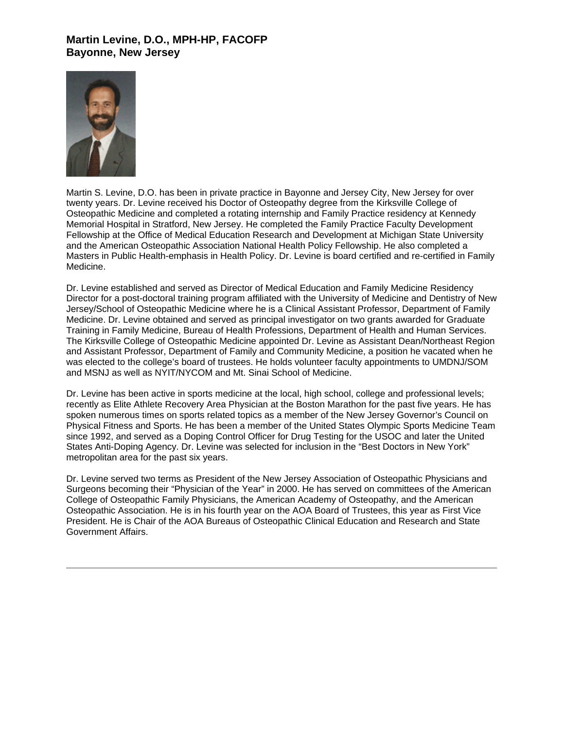**Martin Levine, D.O., MPH-HP, FACOFP**
**Bayonne, New Jersey**

Martin S. Levine, D.O. has been in private practice in Bayonne and Jersey City, New Jersey for over twenty years. Dr. Levine received his Doctor of Osteopathy degree from the Kirksville College of Osteopathic Medicine and completed a rotating internship and Family Practice residency at Kennedy Memorial Hospital in Stratford, New Jersey. He completed the Family Practice Faculty Development Fellowship at the Office of Medical Education Research and Development at Michigan State University and the American Osteopathic Association National Health Policy Fellowship. He also completed a Masters in Public Health-emphasis in Health Policy. Dr. Levine is board certified and re-certified in Family Medicine.

Dr. Levine established and served as Director of Medical Education and Family Medicine Residency Director for a post-doctoral training program affiliated with the University of Medicine and Dentistry of New Jersey/School of Osteopathic Medicine where he is a Clinical Assistant Professor, Department of Family Medicine. Dr. Levine obtained and served as principal investigator on two grants awarded for Graduate Training in Family Medicine, Bureau of Health Professions, Department of Health and Human Services. The Kirksville College of Osteopathic Medicine appointed Dr. Levine as Assistant Dean/Northeast Region and Assistant Professor, Department of Family and Community Medicine, a position he vacated when he was elected to the college's board of trustees. He holds volunteer faculty appointments to UMDNJ/SOM and MSNJ as well as NYIT/NYCOM and Mt. Sinai School of Medicine.

Dr. Levine has been active in sports medicine at the local, high school, college and professional levels; recently as Elite Athlete Recovery Area Physician at the Boston Marathon for the past five years. He has spoken numerous times on sports related topics as a member of the New Jersey Governor's Council on Physical Fitness and Sports. He has been a member of the United States Olympic Sports Medicine Team since 1992, and served as a Doping Control Officer for Drug Testing for the USOC and later the United States Anti-Doping Agency. Dr. Levine was selected for inclusion in the "Best Doctors in New York" metropolitan area for the past six years.

Dr. Levine served two terms as President of the New Jersey Association of Osteopathic Physicians and Surgeons becoming their "Physician of the Year" in 2000. He has served on committees of the American College of Osteopathic Family Physicians, the American Academy of Osteopathy, and the American Osteopathic Association. He is in his fourth year on the AOA Board of Trustees, this year as First Vice President. He is Chair of the AOA Bureaus of Osteopathic Clinical Education and Research and State Government Affairs.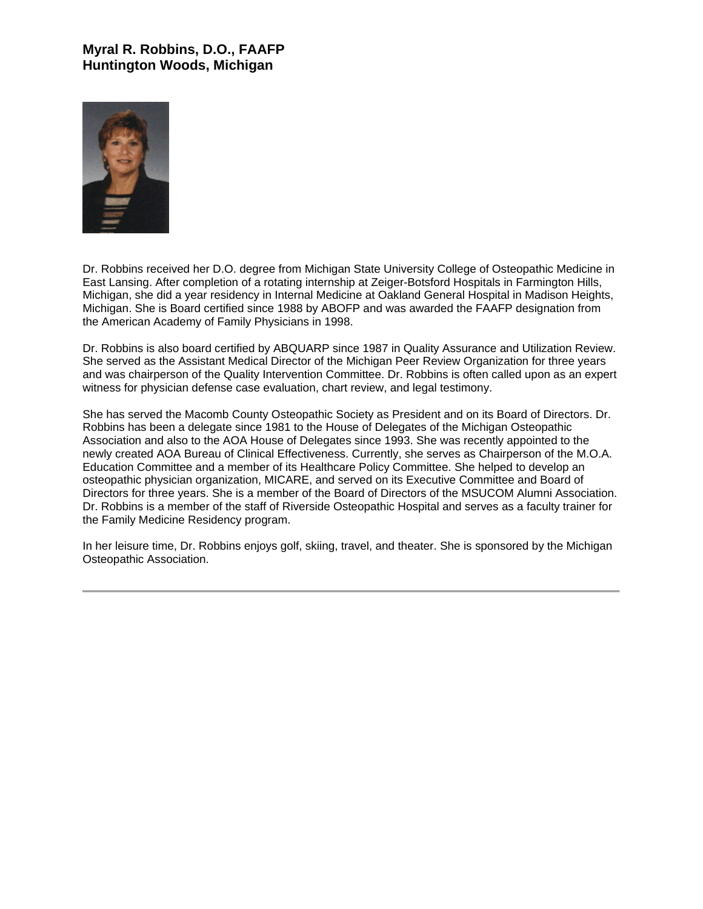**Myral R. Robbins, D.O., FAAFP**
**Huntington Woods, Michigan**

Dr. Robbins received her D.O. degree from Michigan State University College of Osteopathic Medicine in East Lansing. After completion of a rotating internship at Zeiger-Botsford Hospitals in Farmington Hills, Michigan, she did a year residency in Internal Medicine at Oakland General Hospital in Madison Heights, Michigan. She is Board certified since 1988 by ABOFP and was awarded the FAAFP designation from the American Academy of Family Physicians in 1998.

Dr. Robbins is also board certified by ABQUARP since 1987 in Quality Assurance and Utilization Review. She served as the Assistant Medical Director of the Michigan Peer Review Organization for three years and was chairperson of the Quality Intervention Committee. Dr. Robbins is often called upon as an expert witness for physician defense case evaluation, chart review, and legal testimony.

She has served the Macomb County Osteopathic Society as President and on its Board of Directors. Dr. Robbins has been a delegate since 1981 to the House of Delegates of the Michigan Osteopathic Association and also to the AOA House of Delegates since 1993. She was recently appointed to the newly created AOA Bureau of Clinical Effectiveness. Currently, she serves as Chairperson of the M.O.A. Education Committee and a member of its Healthcare Policy Committee. She helped to develop an osteopathic physician organization, MICARE, and served on its Executive Committee and Board of Directors for three years. She is a member of the Board of Directors of the MSUCOM Alumni Association. Dr. Robbins is a member of the staff of Riverside Osteopathic Hospital and serves as a faculty trainer for the Family Medicine Residency program.

In her leisure time, Dr. Robbins enjoys golf, skiing, travel, and theater. She is sponsored by the Michigan Osteopathic Association.

---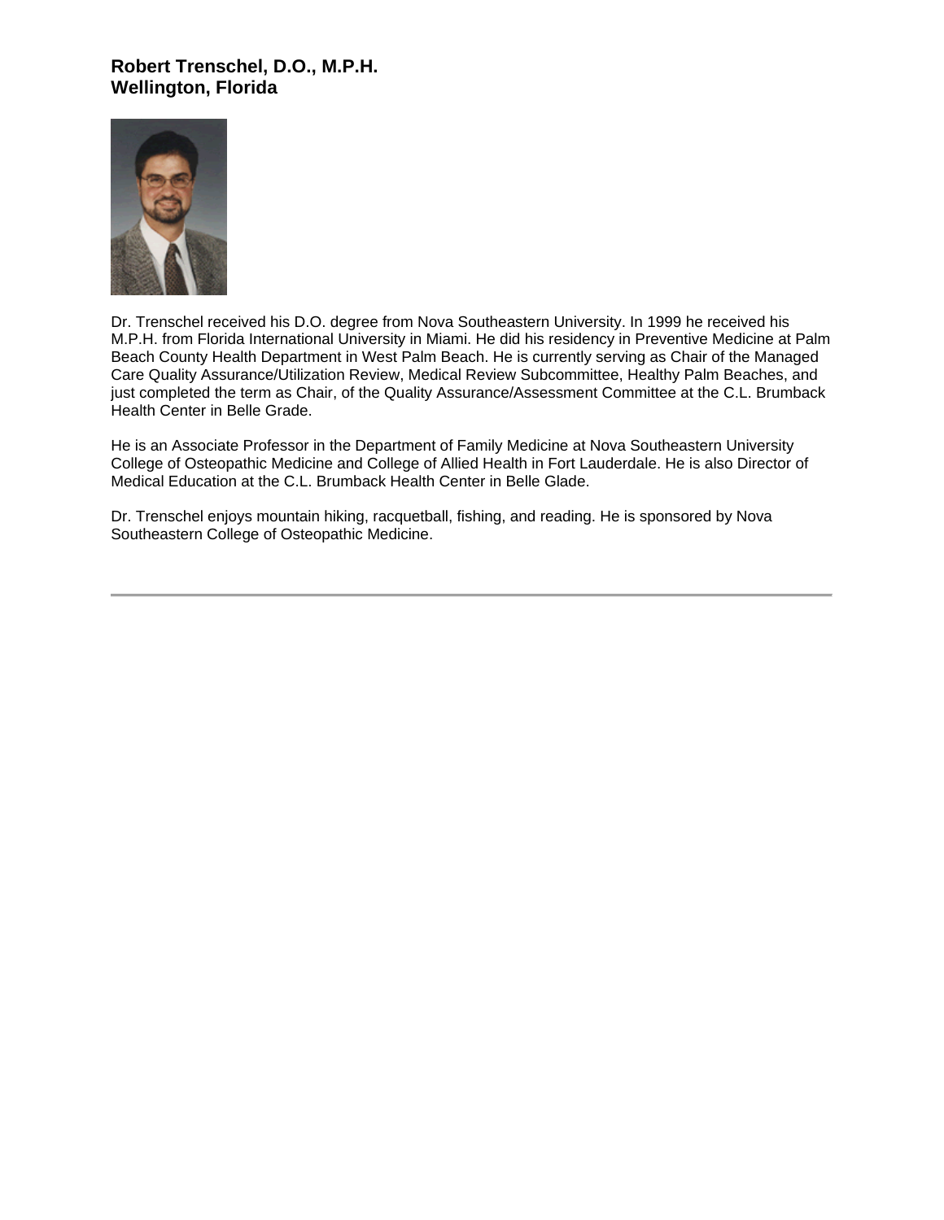**Robert Trenschel, D.O., M.P.H.**
**Wellington, Florida**

Dr. Trenschel received his D.O. degree from Nova Southeastern University. In 1999 he received his M.P.H. from Florida International University in Miami. He did his residency in Preventive Medicine at Palm Beach County Health Department in West Palm Beach. He is currently serving as Chair of the Managed Care Quality Assurance/Utilization Review, Medical Review Subcommittee, Healthy Palm Beaches, and just completed the term as Chair, of the Quality Assurance/Assessment Committee at the C.L. Brumback Health Center in Belle Grade.

He is an Associate Professor in the Department of Family Medicine at Nova Southeastern University College of Osteopathic Medicine and College of Allied Health in Fort Lauderdale. He is also Director of Medical Education at the C.L. Brumback Health Center in Belle Glade.

Dr. Trenschel enjoys mountain hiking, racquetball, fishing, and reading. He is sponsored by Nova Southeastern College of Osteopathic Medicine.

---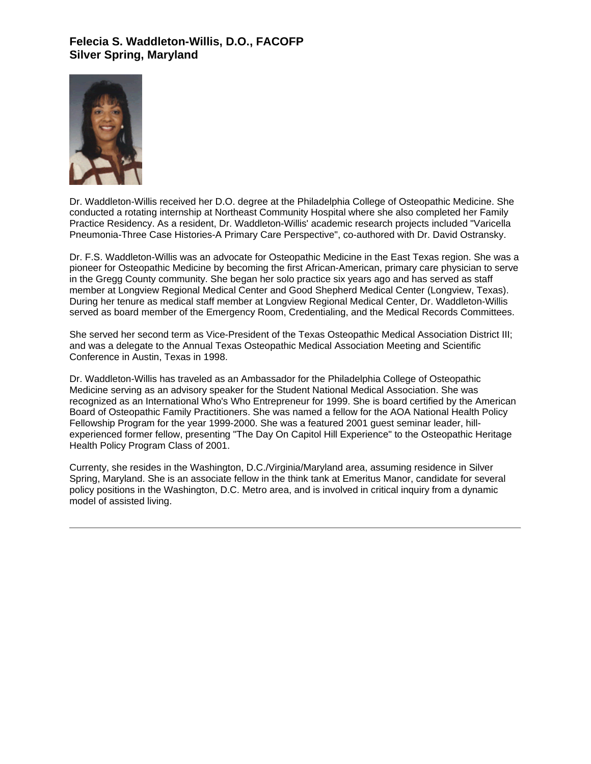**Felecia S. Waddleton-Willis, D.O., FACOFP**
**Silver Spring, Maryland**

Dr. Waddleton-Willis received her D.O. degree at the Philadelphia College of Osteopathic Medicine. She conducted a rotating internship at Northeast Community Hospital where she also completed her Family Practice Residency. As a resident, Dr. Waddleton-Willis' academic research projects included "Varicella Pneumonia-Three Case Histories-A Primary Care Perspective", co-authored with Dr. David Ostransky.

Dr. F.S. Waddleton-Willis was an advocate for Osteopathic Medicine in the East Texas region. She was a pioneer for Osteopathic Medicine by becoming the first African-American, primary care physician to serve in the Gregg County community. She began her solo practice six years ago and has served as staff member at Longview Regional Medical Center and Good Shepherd Medical Center (Longview, Texas). During her tenure as medical staff member at Longview Regional Medical Center, Dr. Waddleton-Willis served as board member of the Emergency Room, Credentialing, and the Medical Records Committees.

She served her second term as Vice-President of the Texas Osteopathic Medical Association District III; and was a delegate to the Annual Texas Osteopathic Medical Association Meeting and Scientific Conference in Austin, Texas in 1998.

Dr. Waddleton-Willis has traveled as an Ambassador for the Philadelphia College of Osteopathic Medicine serving as an advisory speaker for the Student National Medical Association. She was recognized as an International Who's Who Entrepreneur for 1999. She is board certified by the American Board of Osteopathic Family Practitioners. She was named a fellow for the AOA National Health Policy Fellowship Program for the year 1999-2000. She was a featured 2001 guest seminar leader, hill-experienced former fellow, presenting "The Day On Capitol Hill Experience" to the Osteopathic Heritage Health Policy Program Class of 2001.

Currenty, she resides in the Washington, D.C./Virginia/Maryland area, assuming residence in Silver Spring, Maryland. She is an associate fellow in the think tank at Emeritus Manor, candidate for several policy positions in the Washington, D.C. Metro area, and is involved in critical inquiry from a dynamic model of assisted living.

---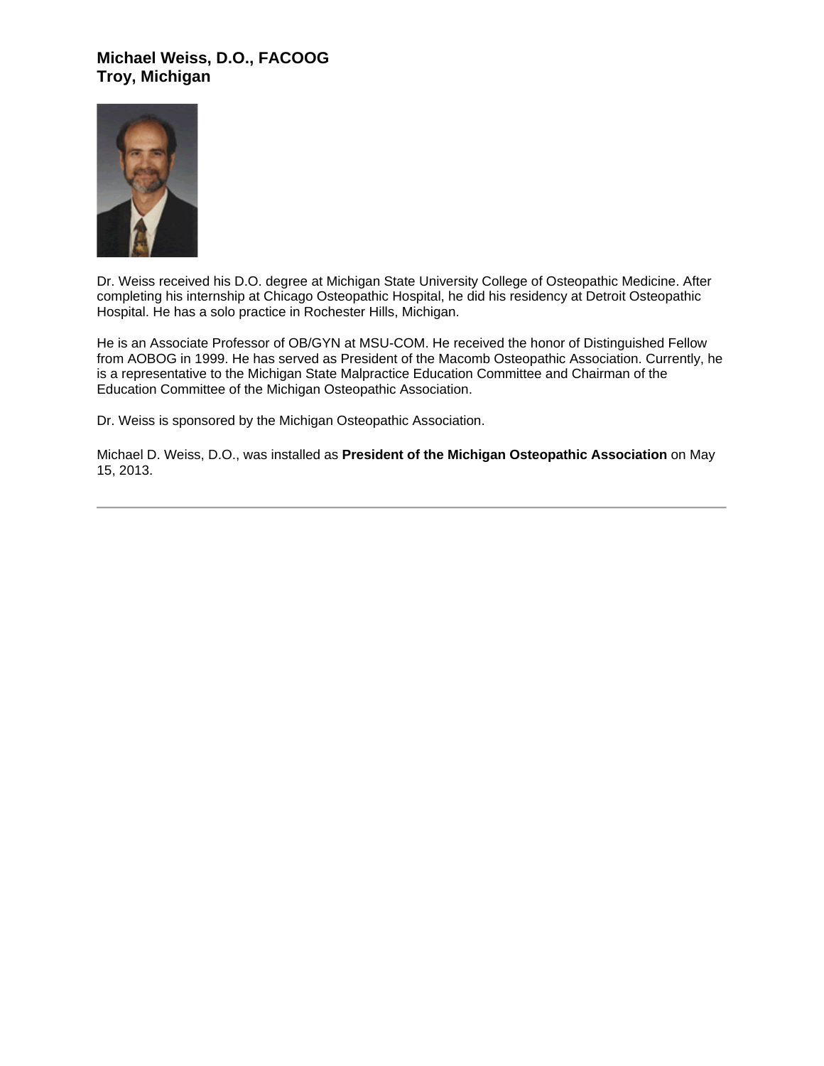### Michael Weiss, D.O., FACOOG
### Troy, Michigan

Dr. Weiss received his D.O. degree at Michigan State University College of Osteopathic Medicine. After completing his internship at Chicago Osteopathic Hospital, he did his residency at Detroit Osteopathic Hospital. He has a solo practice in Rochester Hills, Michigan.

He is an Associate Professor of OB/GYN at MSU-COM. He received the honor of Distinguished Fellow from AOBOG in 1999. He has served as President of the Macomb Osteopathic Association. Currently, he is a representative to the Michigan State Malpractice Education Committee and Chairman of the Education Committee of the Michigan Osteopathic Association.

Dr. Weiss is sponsored by the Michigan Osteopathic Association.

Michael D. Weiss, D.O., was installed as **President of the Michigan Osteopathic Association** on May 15, 2013.

---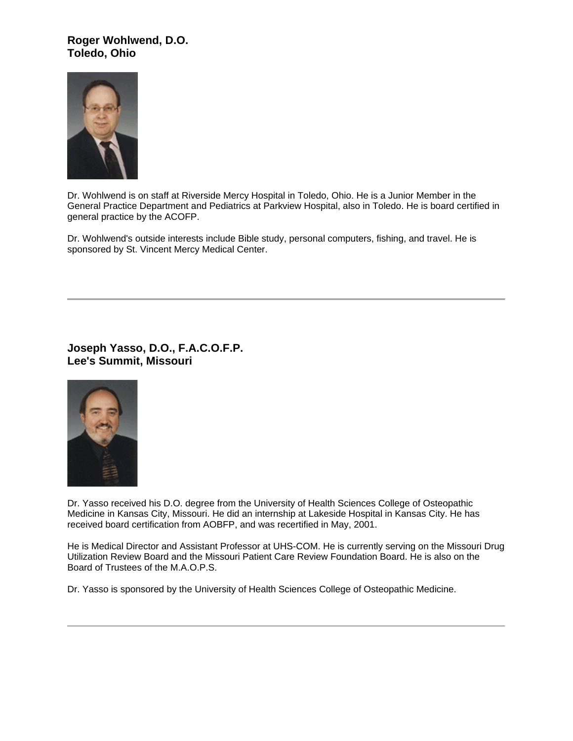**Roger Wohlwend, D.O.**
**Toledo, Ohio**

Dr. Wohlwend is on staff at Riverside Mercy Hospital in Toledo, Ohio. He is a Junior Member in the General Practice Department and Pediatrics at Parkview Hospital, also in Toledo. He is board certified in general practice by the ACOFP.

Dr. Wohlwend's outside interests include Bible study, personal computers, fishing, and travel. He is sponsored by St. Vincent Mercy Medical Center.

---

**Joseph Yasso, D.O., F.A.C.O.F.P.**
**Lee's Summit, Missouri**

Dr. Yasso received his D.O. degree from the University of Health Sciences College of Osteopathic Medicine in Kansas City, Missouri. He did an internship at Lakeside Hospital in Kansas City. He has received board certification from AOBFP, and was recertified in May, 2001.

He is Medical Director and Assistant Professor at UHS-COM. He is currently serving on the Missouri Drug Utilization Review Board and the Missouri Patient Care Review Foundation Board. He is also on the Board of Trustees of the M.A.O.P.S.

Dr. Yasso is sponsored by the University of Health Sciences College of Osteopathic Medicine.

---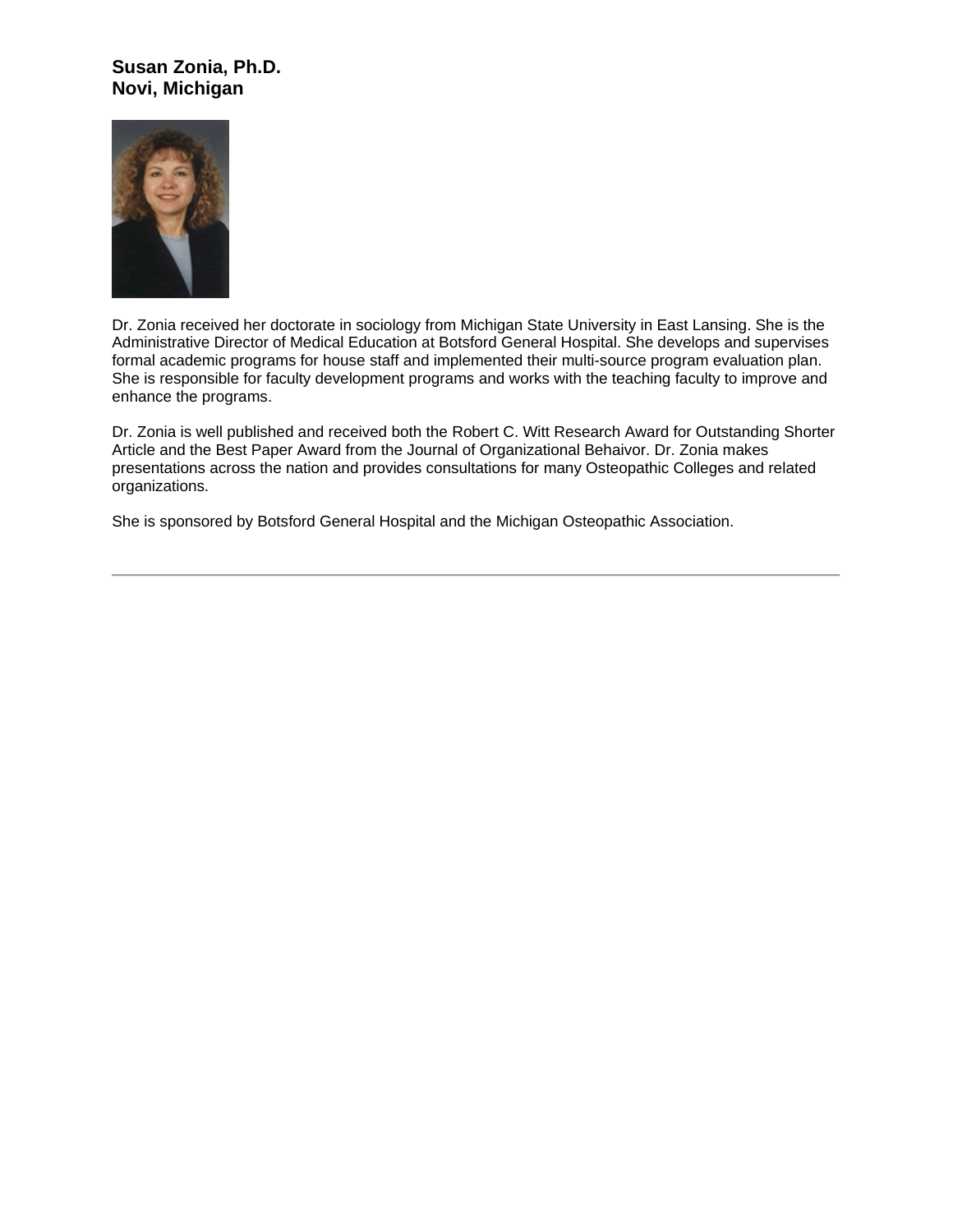**Susan Zonia, Ph.D.**
**Novi, Michigan**

Dr. Zonia received her doctorate in sociology from Michigan State University in East Lansing. She is the Administrative Director of Medical Education at Botsford General Hospital. She develops and supervises formal academic programs for house staff and implemented their multi-source program evaluation plan. She is responsible for faculty development programs and works with the teaching faculty to improve and enhance the programs.

Dr. Zonia is well published and received both the Robert C. Witt Research Award for Outstanding Shorter Article and the Best Paper Award from the Journal of Organizational Behaivor. Dr. Zonia makes presentations across the nation and provides consultations for many Osteopathic Colleges and related organizations.

She is sponsored by Botsford General Hospital and the Michigan Osteopathic Association.

---